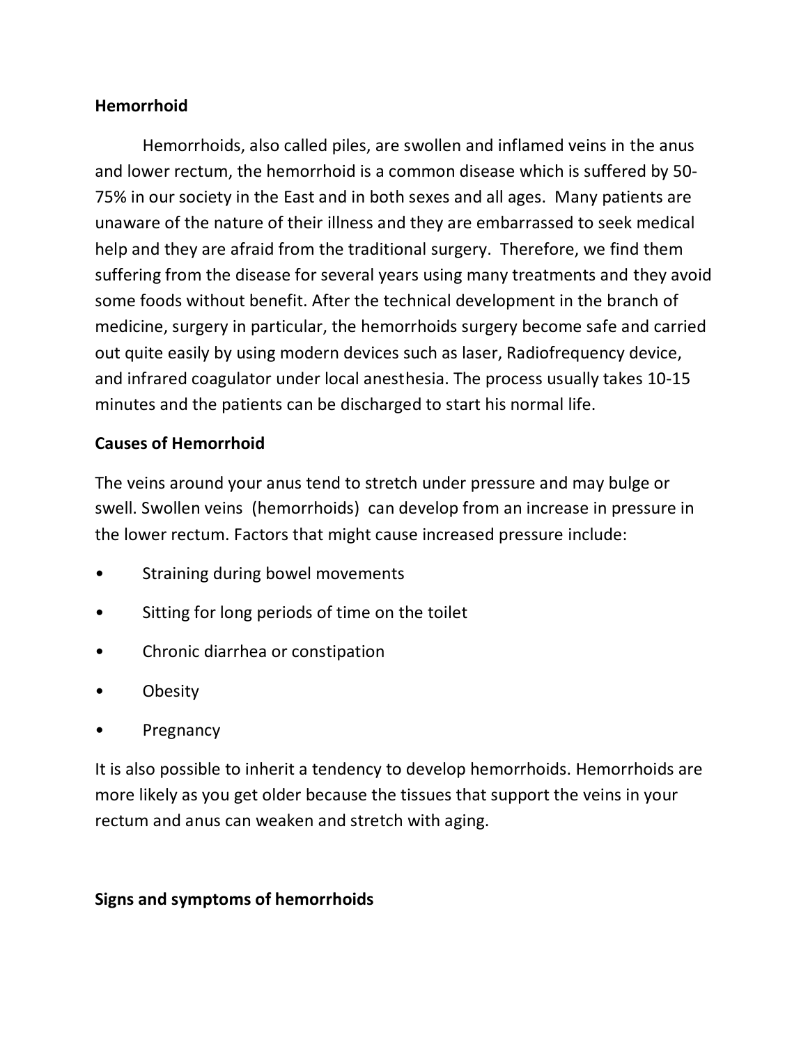## Hemorrhoid

Hemorrhoids, also called piles, are swollen and inflamed veins in the anus and lower rectum, the hemorrhoid is a common disease which is suffered by 50-75% in our society in the East and in both sexes and all ages. Many patients are unaware of the nature of their illness and they are embarrassed to seek medical help and they are afraid from the traditional surgery. Therefore, we find them suffering from the disease for several years using many treatments and they avoid some foods without benefit. After the technical development in the branch of medicine, surgery in particular, the hemorrhoids surgery become safe and carried out quite easily by using modern devices such as laser, Radiofrequency device, and infrared coagulator under local anesthesia. The process usually takes 10-15 minutes and the patients can be discharged to start his normal life.

## Causes of Hemorrhoid

The veins around your anus tend to stretch under pressure and may bulge or swell. Swollen veins (hemorrhoids) can develop from an increase in pressure in the lower rectum. Factors that might cause increased pressure include:

- Straining during bowel movements
- Sitting for long periods of time on the toilet
- Chronic diarrhea or constipation
- Obesity
- Pregnancy

It is also possible to inherit a tendency to develop hemorrhoids. Hemorrhoids are more likely as you get older because the tissues that support the veins in your rectum and anus can weaken and stretch with aging.

## Signs and symptoms of hemorrhoids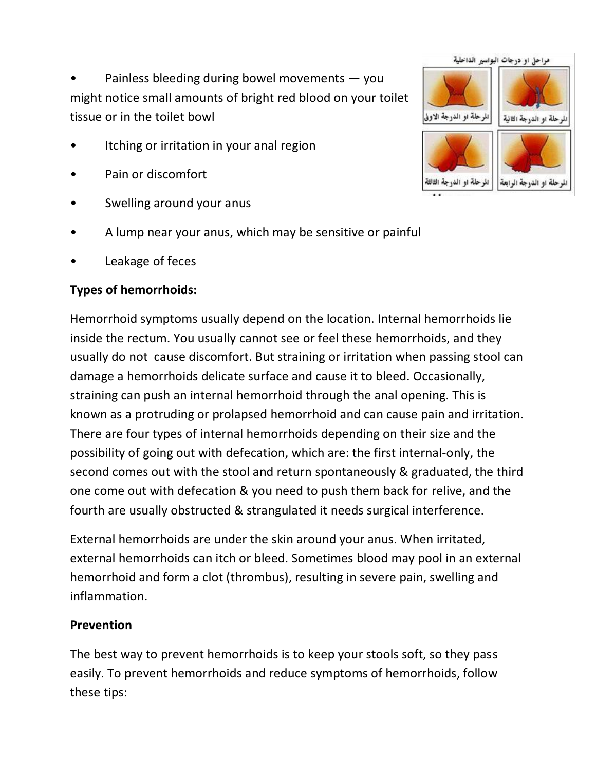- Painless bleeding during bowel movements — you might notice small amounts of bright red blood on your toilet tissue or in the toilet bowl
- Itching or irritation in your anal region
- Pain or discomfort
- Swelling around your anus
- A lump near your anus, which may be sensitive or painful
- Leakage of feces

**Types of hemorrhoids:**

Hemorrhoid symptoms usually depend on the location. Internal hemorrhoids lie inside the rectum. You usually cannot see or feel these hemorrhoids, and they usually do not cause discomfort. But straining or irritation when passing stool can damage a hemorrhoids delicate surface and cause it to bleed. Occasionally, straining can push an internal hemorrhoid through the anal opening. This is known as a protruding or prolapsed hemorrhoid and can cause pain and irritation. There are four types of internal hemorrhoids depending on their size and the possibility of going out with defecation, which are: the first internal-only, the second comes out with the stool and return spontaneously & graduated, the third one come out with defecation & you need to push them back for relive, and the fourth are usually obstructed & strangulated it needs surgical interference.

External hemorrhoids are under the skin around your anus. When irritated, external hemorrhoids can itch or bleed. Sometimes blood may pool in an external hemorrhoid and form a clot (thrombus), resulting in severe pain, swelling and inflammation.

**Prevention**

The best way to prevent hemorrhoids is to keep your stools soft, so they pass easily. To prevent hemorrhoids and reduce symptoms of hemorrhoids, follow these tips: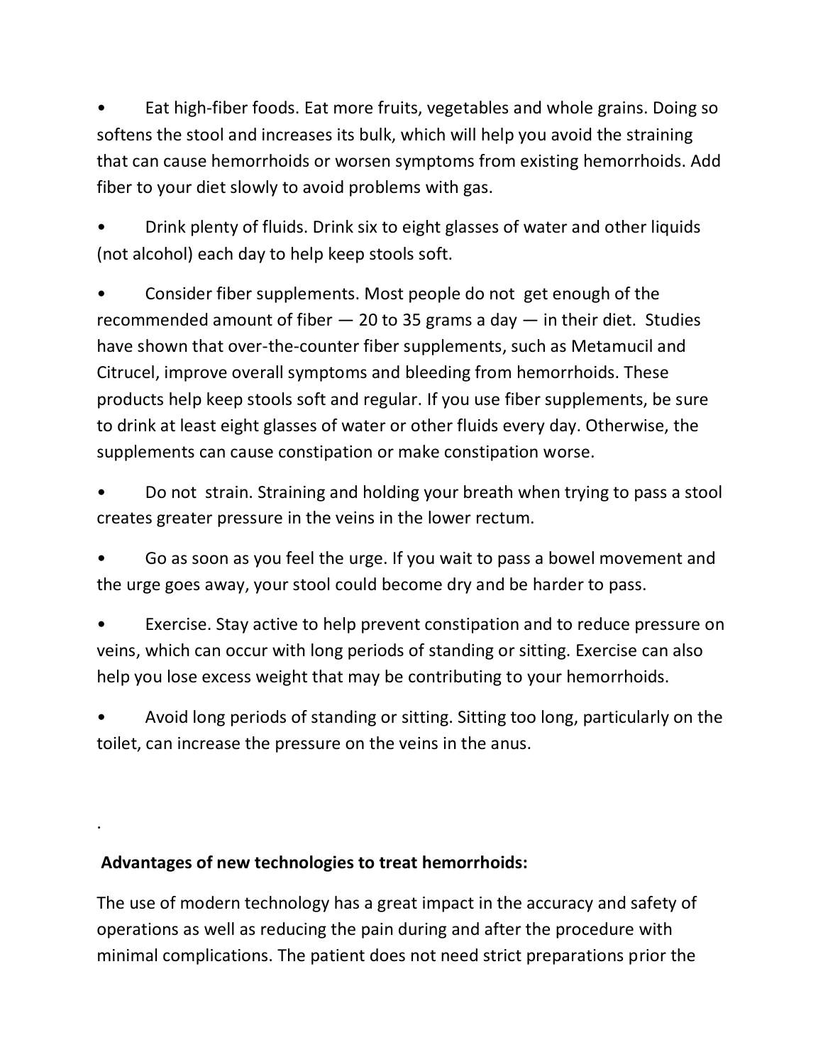- Eat high-fiber foods. Eat more fruits, vegetables and whole grains. Doing so softens the stool and increases its bulk, which will help you avoid the straining that can cause hemorrhoids or worsen symptoms from existing hemorrhoids. Add fiber to your diet slowly to avoid problems with gas.

- Drink plenty of fluids. Drink six to eight glasses of water and other liquids (not alcohol) each day to help keep stools soft.

- Consider fiber supplements. Most people do not get enough of the recommended amount of fiber — 20 to 35 grams a day — in their diet. Studies have shown that over-the-counter fiber supplements, such as Metamucil and Citrucel, improve overall symptoms and bleeding from hemorrhoids. These products help keep stools soft and regular. If you use fiber supplements, be sure to drink at least eight glasses of water or other fluids every day. Otherwise, the supplements can cause constipation or make constipation worse.

- Do not strain. Straining and holding your breath when trying to pass a stool creates greater pressure in the veins in the lower rectum.

- Go as soon as you feel the urge. If you wait to pass a bowel movement and the urge goes away, your stool could become dry and be harder to pass.

- Exercise. Stay active to help prevent constipation and to reduce pressure on veins, which can occur with long periods of standing or sitting. Exercise can also help you lose excess weight that may be contributing to your hemorrhoids.

- Avoid long periods of standing or sitting. Sitting too long, particularly on the toilet, can increase the pressure on the veins in the anus.

.

**Advantages of new technologies to treat hemorrhoids:**

The use of modern technology has a great impact in the accuracy and safety of operations as well as reducing the pain during and after the procedure with minimal complications. The patient does not need strict preparations prior the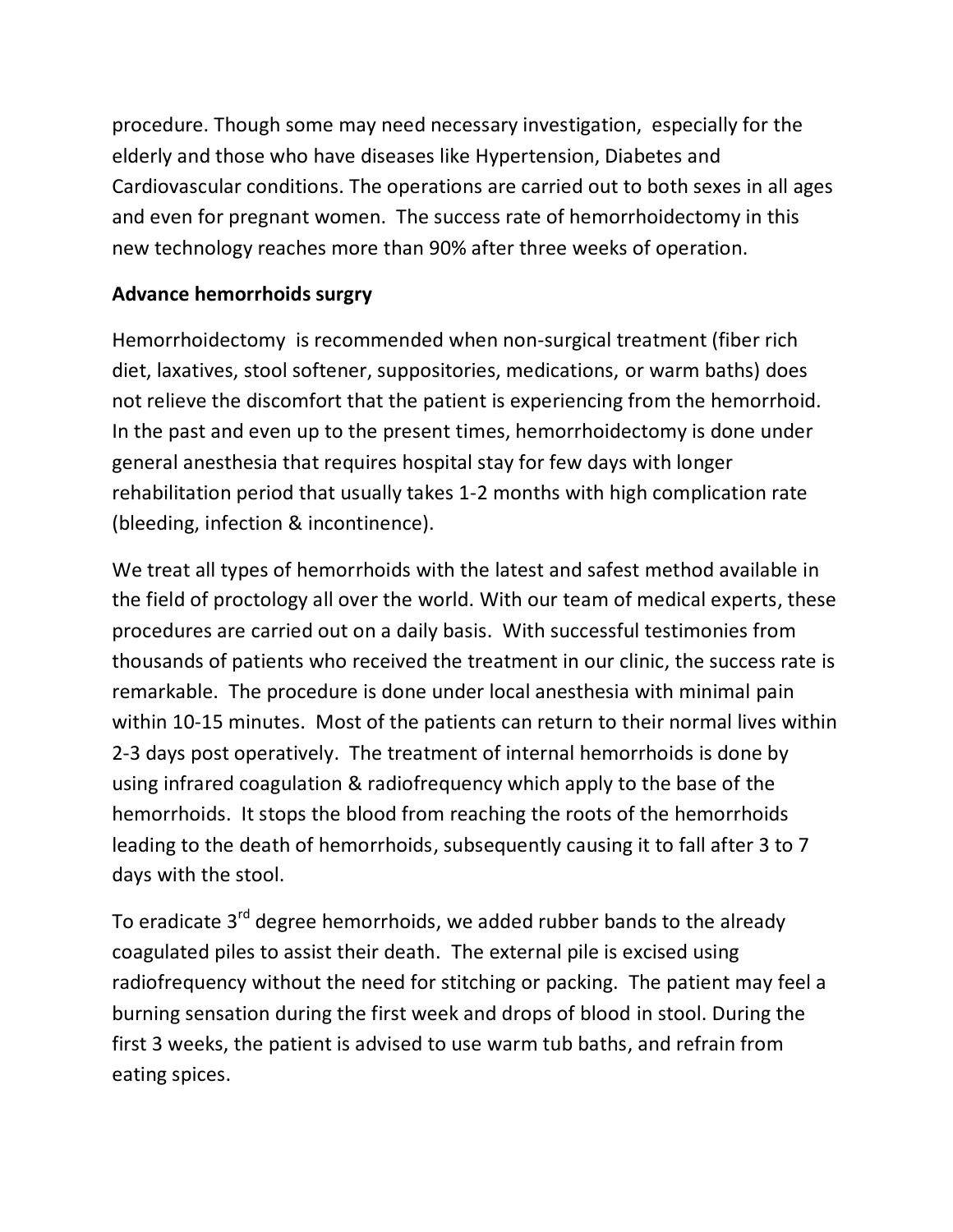procedure. Though some may need necessary investigation, especially for the elderly and those who have diseases like Hypertension, Diabetes and Cardiovascular conditions. The operations are carried out to both sexes in all ages and even for pregnant women. The success rate of hemorrhoidectomy in this new technology reaches more than 90% after three weeks of operation.

**Advance hemorrhoids surgry**

Hemorrhoidectomy is recommended when non-surgical treatment (fiber rich diet, laxatives, stool softener, suppositories, medications, or warm baths) does not relieve the discomfort that the patient is experiencing from the hemorrhoid. In the past and even up to the present times, hemorrhoidectomy is done under general anesthesia that requires hospital stay for few days with longer rehabilitation period that usually takes 1-2 months with high complication rate (bleeding, infection & incontinence).

We treat all types of hemorrhoids with the latest and safest method available in the field of proctology all over the world. With our team of medical experts, these procedures are carried out on a daily basis. With successful testimonies from thousands of patients who received the treatment in our clinic, the success rate is remarkable. The procedure is done under local anesthesia with minimal pain within 10-15 minutes. Most of the patients can return to their normal lives within 2-3 days post operatively. The treatment of internal hemorrhoids is done by using infrared coagulation & radiofrequency which apply to the base of the hemorrhoids. It stops the blood from reaching the roots of the hemorrhoids leading to the death of hemorrhoids, subsequently causing it to fall after 3 to 7 days with the stool.

To eradicate 3rd degree hemorrhoids, we added rubber bands to the already coagulated piles to assist their death. The external pile is excised using radiofrequency without the need for stitching or packing. The patient may feel a burning sensation during the first week and drops of blood in stool. During the first 3 weeks, the patient is advised to use warm tub baths, and refrain from eating spices.